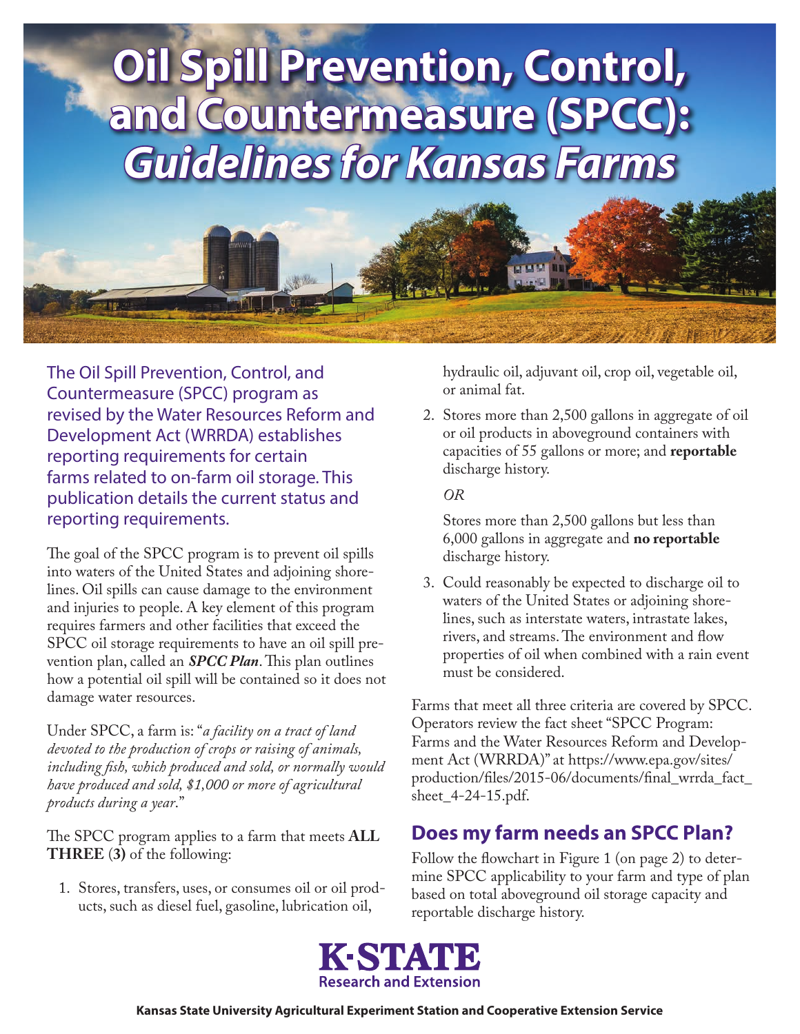# Oil Spill Prevention, Control, and Countermeasure (SPCC): *Guidelines for Kansas Farms*

The Oil Spill Prevention, Control, and Countermeasure (SPCC) program as revised by the Water Resources Reform and Development Act (WRRDA) establishes reporting requirements for certain farms related to on-farm oil storage. This publication details the current status and reporting requirements.

The goal of the SPCC program is to prevent oil spills into waters of the United States and adjoining shorelines. Oil spills can cause damage to the environment and injuries to people. A key element of this program requires farmers and other facilities that exceed the SPCC oil storage requirements to have an oil spill prevention plan, called an ***SPCC Plan***. This plan outlines how a potential oil spill will be contained so it does not damage water resources.

Under SPCC, a farm is: "*a facility on a tract of land devoted to the production of crops or raising of animals, including fish, which produced and sold, or normally would have produced and sold, $1,000 or more of agricultural products during a year*."

The SPCC program applies to a farm that meets **ALL THREE** (**3)** of the following:

1. Stores, transfers, uses, or consumes oil or oil products, such as diesel fuel, gasoline, lubrication oil, hydraulic oil, adjuvant oil, crop oil, vegetable oil, or animal fat.
2. Stores more than 2,500 gallons in aggregate of oil or oil products in aboveground containers with capacities of 55 gallons or more; and **reportable** discharge history.

   *OR*

   Stores more than 2,500 gallons but less than 6,000 gallons in aggregate and **no reportable** discharge history.
3. Could reasonably be expected to discharge oil to waters of the United States or adjoining shorelines, such as interstate waters, intrastate lakes, rivers, and streams. The environment and flow properties of oil when combined with a rain event must be considered.

Farms that meet all three criteria are covered by SPCC. Operators review the fact sheet "SPCC Program: Farms and the Water Resources Reform and Development Act (WRRDA)" at https://www.epa.gov/sites/production/files/2015-06/documents/final_wrrda_fact_sheet_4-24-15.pdf.

## Does my farm needs an SPCC Plan?

Follow the flowchart in Figure 1 (on page 2) to determine SPCC applicability to your farm and type of plan based on total aboveground oil storage capacity and reportable discharge history.

**K·STATE**
Research and Extension

Kansas State University Agricultural Experiment Station and Cooperative Extension Service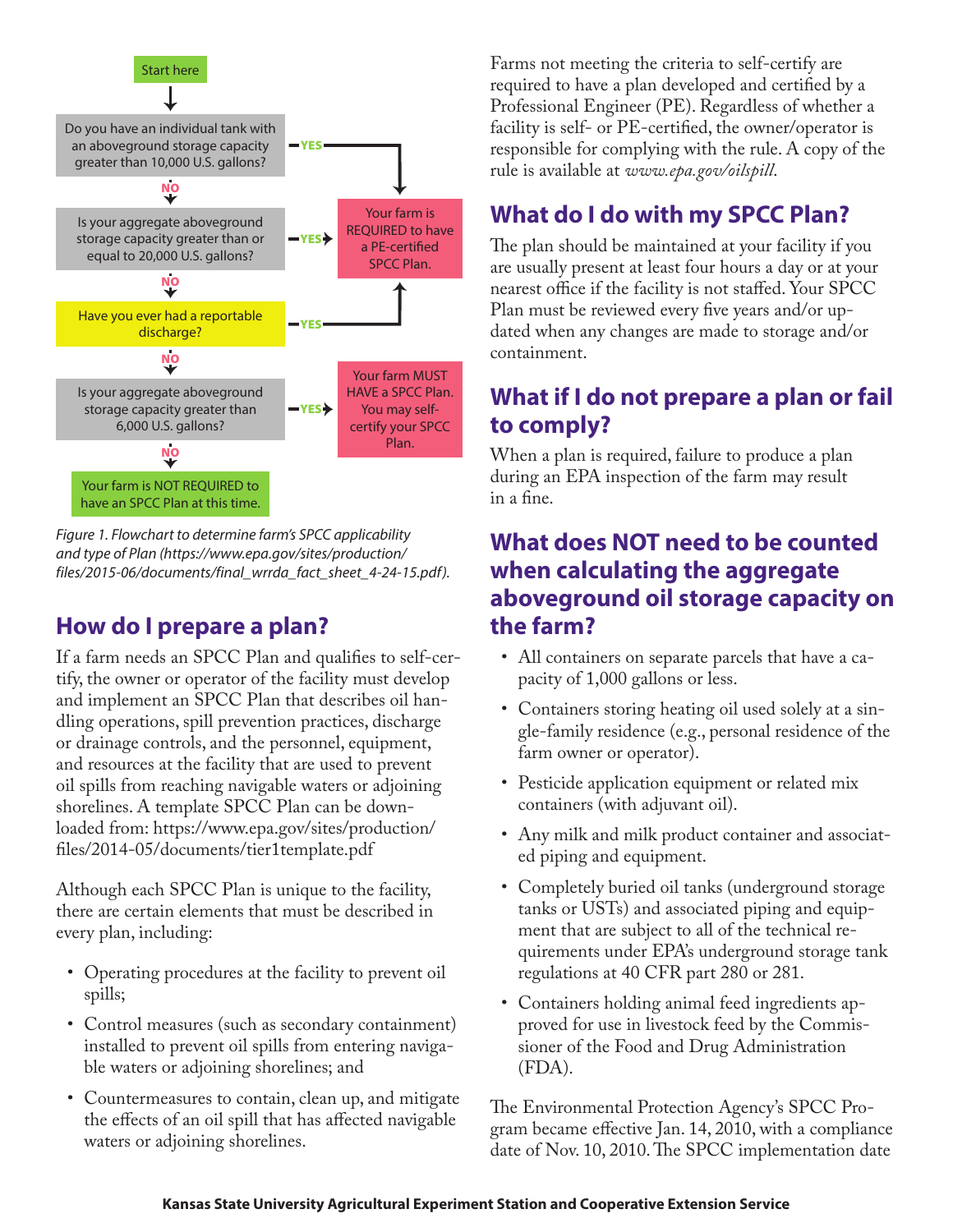Start here

Do you have an individual tank with an aboveground storage capacity greater than 10,000 U.S. gallons? — YES → Your farm is REQUIRED to have a PE-certified SPCC Plan.

NO ↓

Is your aggregate aboveground storage capacity greater than or equal to 20,000 U.S. gallons? — YES → Your farm is REQUIRED to have a PE-certified SPCC Plan.

NO ↓

Have you ever had a reportable discharge? — YES → Your farm is REQUIRED to have a PE-certified SPCC Plan.

NO ↓

Is your aggregate aboveground storage capacity greater than 6,000 U.S. gallons? — YES → Your farm MUST HAVE a SPCC Plan. You may self-certify your SPCC Plan.

NO ↓

Your farm is NOT REQUIRED to have an SPCC Plan at this time.

*Figure 1. Flowchart to determine farm's SPCC applicability and type of Plan (https://www.epa.gov/sites/production/files/2015-06/documents/final_wrrda_fact_sheet_4-24-15.pdf).*

## How do I prepare a plan?

If a farm needs an SPCC Plan and qualifies to self-certify, the owner or operator of the facility must develop and implement an SPCC Plan that describes oil handling operations, spill prevention practices, discharge or drainage controls, and the personnel, equipment, and resources at the facility that are used to prevent oil spills from reaching navigable waters or adjoining shorelines. A template SPCC Plan can be downloaded from: https://www.epa.gov/sites/production/files/2014-05/documents/tier1template.pdf

Although each SPCC Plan is unique to the facility, there are certain elements that must be described in every plan, including:

- Operating procedures at the facility to prevent oil spills;
- Control measures (such as secondary containment) installed to prevent oil spills from entering navigable waters or adjoining shorelines; and
- Countermeasures to contain, clean up, and mitigate the effects of an oil spill that has affected navigable waters or adjoining shorelines.

Farms not meeting the criteria to self-certify are required to have a plan developed and certified by a Professional Engineer (PE). Regardless of whether a facility is self- or PE-certified, the owner/operator is responsible for complying with the rule. A copy of the rule is available at *www.epa.gov/oilspill*.

## What do I do with my SPCC Plan?

The plan should be maintained at your facility if you are usually present at least four hours a day or at your nearest office if the facility is not staffed. Your SPCC Plan must be reviewed every five years and/or updated when any changes are made to storage and/or containment.

## What if I do not prepare a plan or fail to comply?

When a plan is required, failure to produce a plan during an EPA inspection of the farm may result in a fine.

## What does NOT need to be counted when calculating the aggregate aboveground oil storage capacity on the farm?

- All containers on separate parcels that have a capacity of 1,000 gallons or less.
- Containers storing heating oil used solely at a single-family residence (e.g., personal residence of the farm owner or operator).
- Pesticide application equipment or related mix containers (with adjuvant oil).
- Any milk and milk product container and associated piping and equipment.
- Completely buried oil tanks (underground storage tanks or USTs) and associated piping and equipment that are subject to all of the technical requirements under EPA's underground storage tank regulations at 40 CFR part 280 or 281.
- Containers holding animal feed ingredients approved for use in livestock feed by the Commissioner of the Food and Drug Administration (FDA).

The Environmental Protection Agency's SPCC Program became effective Jan. 14, 2010, with a compliance date of Nov. 10, 2010. The SPCC implementation date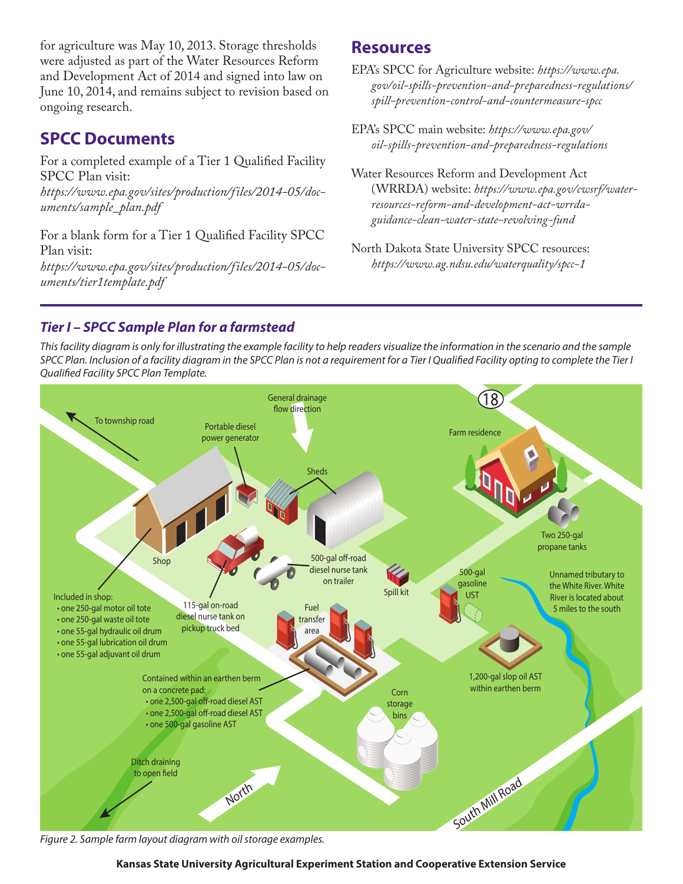for agriculture was May 10, 2013. Storage thresholds were adjusted as part of the Water Resources Reform and Development Act of 2014 and signed into law on June 10, 2014, and remains subject to revision based on ongoing research.

## SPCC Documents

For a completed example of a Tier 1 Qualified Facility SPCC Plan visit:
*https://www.epa.gov/sites/production/files/2014-05/documents/sample_plan.pdf*

For a blank form for a Tier 1 Qualified Facility SPCC Plan visit:
*https://www.epa.gov/sites/production/files/2014-05/documents/tier1template.pdf*

## Resources

EPA's SPCC for Agriculture website: *https://www.epa.gov/oil-spills-prevention-and-preparedness-regulations/spill-prevention-control-and-countermeasure-spcc*

EPA's SPCC main website: *https://www.epa.gov/oil-spills-prevention-and-preparedness-regulations*

Water Resources Reform and Development Act (WRRDA) website: *https://www.epa.gov/cwsrf/water-resources-reform-and-development-act-wrrda-guidance-clean-water-state-revolving-fund*

North Dakota State University SPCC resources: *https://www.ag.ndsu.edu/waterquality/spcc-1*

## *Tier I – SPCC Sample Plan for a farmstead*

*This facility diagram is only for illustrating the example facility to help readers visualize the information in the scenario and the sample SPCC Plan. Inclusion of a facility diagram in the SPCC Plan is not a requirement for a Tier I Qualified Facility opting to complete the Tier I Qualified Facility SPCC Plan Template.*

*Figure 2. Sample farm layout diagram with oil storage examples.*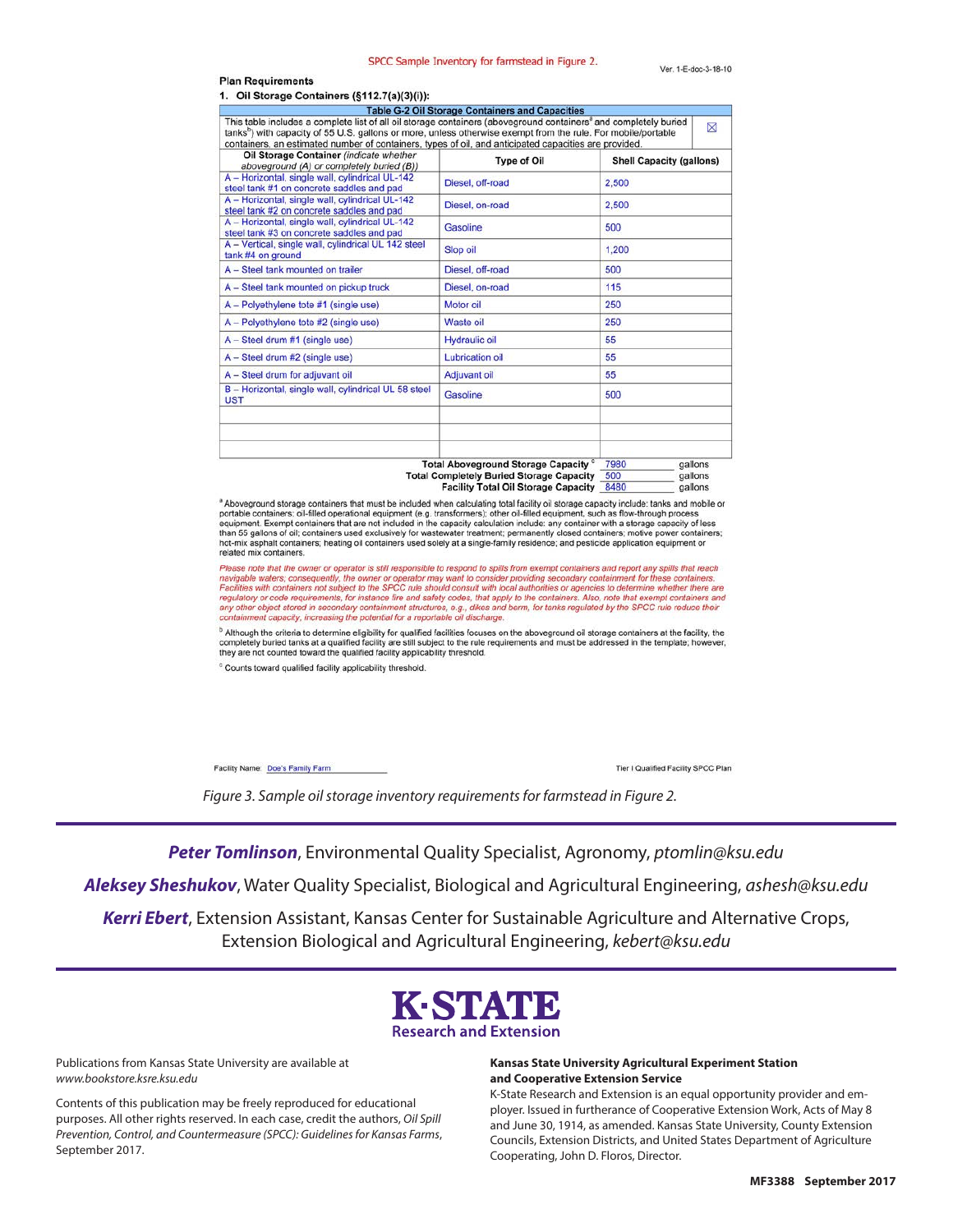SPCC Sample Inventory for farmstead in Figure 2.

Ver. 1-E-doc-3-18-10

**Plan Requirements**

**1. Oil Storage Containers (§112.7(a)(3)(i)):**

| Table G-2 Oil Storage Containers and Capacities | | |
|---|---|---|
| This table includes a complete list of all oil storage containers (aboveground containers[a] and completely buried tanks[b]) with capacity of 55 U.S. gallons or more, unless otherwise exempt from the rule. For mobile/portable containers, an estimated number of containers, types of oil, and anticipated capacities are provided. | | ☒ |
| **Oil Storage Container** *(indicate whether aboveground (A) or completely buried (B))* | **Type of Oil** | **Shell Capacity (gallons)** |
| A – Horizontal, single wall, cylindrical UL-142 steel tank #1 on concrete saddles and pad | Diesel, off-road | 2,500 |
| A – Horizontal, single wall, cylindrical UL-142 steel tank #2 on concrete saddles and pad | Diesel, on-road | 2,500 |
| A – Horizontal, single wall, cylindrical UL-142 steel tank #3 on concrete saddles and pad | Gasoline | 500 |
| A – Vertical, single wall, cylindrical UL 142 steel tank #4 on ground | Slop oil | 1,200 |
| A – Steel tank mounted on trailer | Diesel, off-road | 500 |
| A – Steel tank mounted on pickup truck | Diesel, on-road | 115 |
| A – Polyethylene tote #1 (single use) | Motor oil | 250 |
| A – Polyethylene tote #2 (single use) | Waste oil | 250 |
| A – Steel drum #1 (single use) | Hydraulic oil | 55 |
| A – Steel drum #2 (single use) | Lubrication oil | 55 |
| A – Steel drum for adjuvant oil | Adjuvant oil | 55 |
| B – Horizontal, single wall, cylindrical UL 58 steel UST | Gasoline | 500 |
| | | |
| | | |
| | | |
| | **Total Aboveground Storage Capacity [c]** | 7980 gallons |
| | **Total Completely Buried Storage Capacity** | 500 gallons |
| | **Facility Total Oil Storage Capacity** | 8480 gallons |

[a] Aboveground storage containers that must be included when calculating total facility oil storage capacity include: tanks and mobile or portable containers; oil-filled operational equipment (e.g. transformers); other oil-filled equipment, such as flow-through process equipment. Exempt containers that are not included in the capacity calculation include: any container with a storage capacity of less than 55 gallons of oil; containers used exclusively for wastewater treatment; permanently closed containers; motive power containers; hot-mix asphalt containers; heating oil containers used solely at a single-family residence; and pesticide application equipment or related mix containers.

*Please note that the owner or operator is still responsible to respond to spills from exempt containers and report any spills that reach navigable waters; consequently, the owner or operator may want to consider providing secondary containment for these containers. Facilities with containers not subject to the SPCC rule should consult with local authorities or agencies to determine whether there are regulatory or code requirements, for instance fire and safety codes, that apply to the containers. Also, note that exempt containers and any other object stored in secondary containment structures, e.g., dikes and berm, for tanks regulated by the SPCC rule reduce their containment capacity, increasing the potential for a reportable oil discharge.*

[b] Although the criteria to determine eligibility for qualified facilities focuses on the aboveground oil storage containers at the facility, the completely buried tanks at a qualified facility are still subject to the rule requirements and must be addressed in the template; however, they are not counted toward the qualified facility applicability threshold.

[c] Counts toward qualified facility applicability threshold.

Facility Name: Doe's Family Farm

Tier I Qualified Facility SPCC Plan

*Figure 3. Sample oil storage inventory requirements for farmstead in Figure 2.*

***Peter Tomlinson***, Environmental Quality Specialist, Agronomy, *ptomlin@ksu.edu*

***Aleksey Sheshukov***, Water Quality Specialist, Biological and Agricultural Engineering, *ashesh@ksu.edu*

***Kerri Ebert***, Extension Assistant, Kansas Center for Sustainable Agriculture and Alternative Crops, Extension Biological and Agricultural Engineering, *kebert@ksu.edu*

**K·STATE**
**Research and Extension**

Publications from Kansas State University are available at *www.bookstore.ksre.ksu.edu*

Contents of this publication may be freely reproduced for educational purposes. All other rights reserved. In each case, credit the authors, *Oil Spill Prevention, Control, and Countermeasure (SPCC): Guidelines for Kansas Farms*, September 2017.

**Kansas State University Agricultural Experiment Station and Cooperative Extension Service**

K-State Research and Extension is an equal opportunity provider and employer. Issued in furtherance of Cooperative Extension Work, Acts of May 8 and June 30, 1914, as amended. Kansas State University, County Extension Councils, Extension Districts, and United States Department of Agriculture Cooperating, John D. Floros, Director.

**MF3388 September 2017**